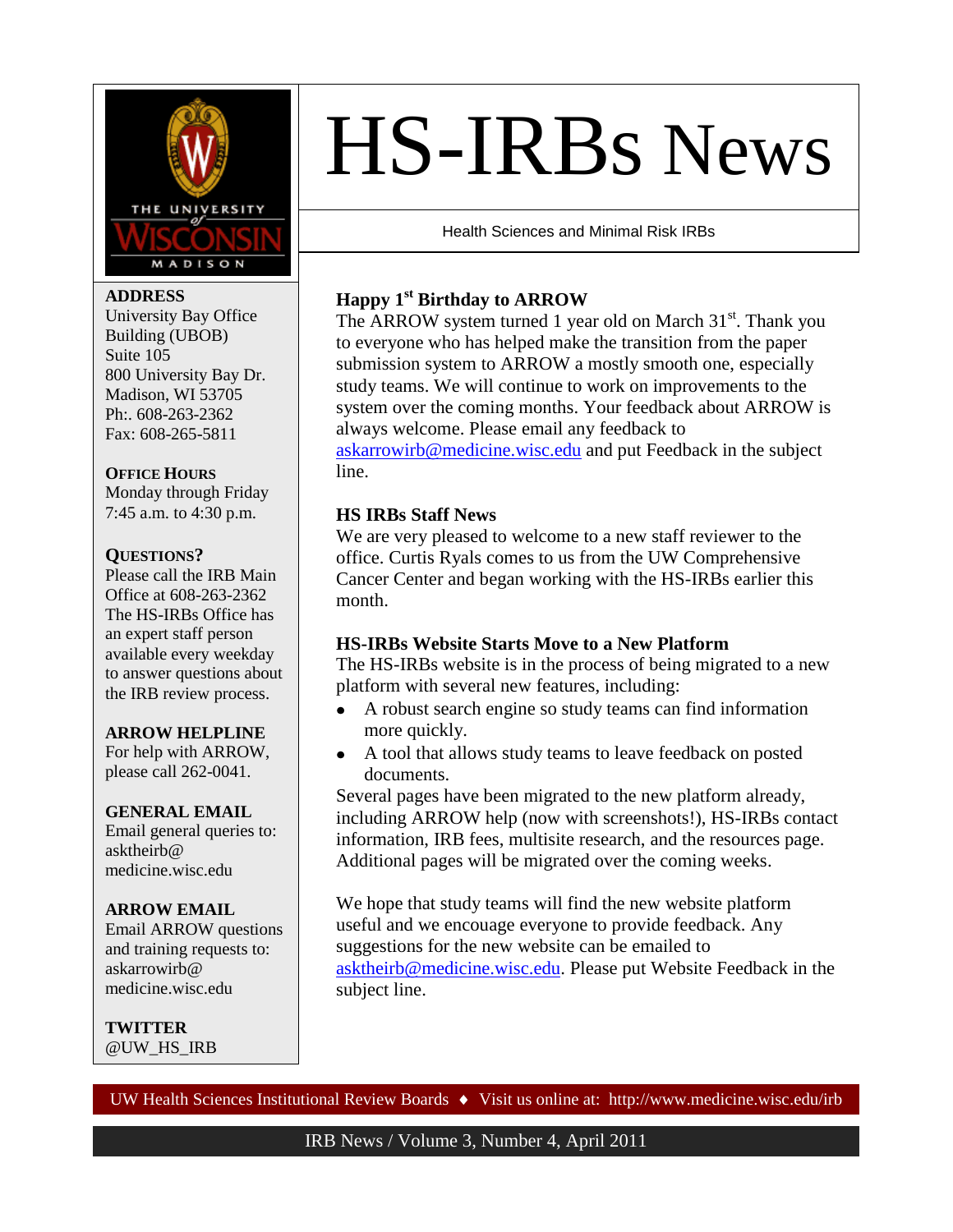# HS-IRBs News

Health Sciences and Minimal Risk IRBs

**ADDRESS**
University Bay Office Building (UBOB)
Suite 105
800 University Bay Dr.
Madison, WI 53705
Ph:. 608-263-2362
Fax: 608-265-5811

**OFFICE HOURS**
Monday through Friday
7:45 a.m. to 4:30 p.m.

**QUESTIONS?**
Please call the IRB Main Office at 608-263-2362
The HS-IRBs Office has an expert staff person available every weekday to answer questions about the IRB review process.

**ARROW HELPLINE**
For help with ARROW, please call 262-0041.

**GENERAL EMAIL**
Email general queries to: asktheirb@medicine.wisc.edu

**ARROW EMAIL**
Email ARROW questions and training requests to: askarrowirb@medicine.wisc.edu

**TWITTER**
@UW_HS_IRB

## Happy 1st Birthday to ARROW

The ARROW system turned 1 year old on March 31st. Thank you to everyone who has helped make the transition from the paper submission system to ARROW a mostly smooth one, especially study teams. We will continue to work on improvements to the system over the coming months. Your feedback about ARROW is always welcome. Please email any feedback to askarrowirb@medicine.wisc.edu and put Feedback in the subject line.

## HS IRBs Staff News

We are very pleased to welcome to a new staff reviewer to the office. Curtis Ryals comes to us from the UW Comprehensive Cancer Center and began working with the HS-IRBs earlier this month.

## HS-IRBs Website Starts Move to a New Platform

The HS-IRBs website is in the process of being migrated to a new platform with several new features, including:

- A robust search engine so study teams can find information more quickly.
- A tool that allows study teams to leave feedback on posted documents.

Several pages have been migrated to the new platform already, including ARROW help (now with screenshots!), HS-IRBs contact information, IRB fees, multisite research, and the resources page. Additional pages will be migrated over the coming weeks.

We hope that study teams will find the new website platform useful and we encouage everyone to provide feedback. Any suggestions for the new website can be emailed to asktheirb@medicine.wisc.edu. Please put Website Feedback in the subject line.

UW Health Sciences Institutional Review Boards ♦ Visit us online at: http://www.medicine.wisc.edu/irb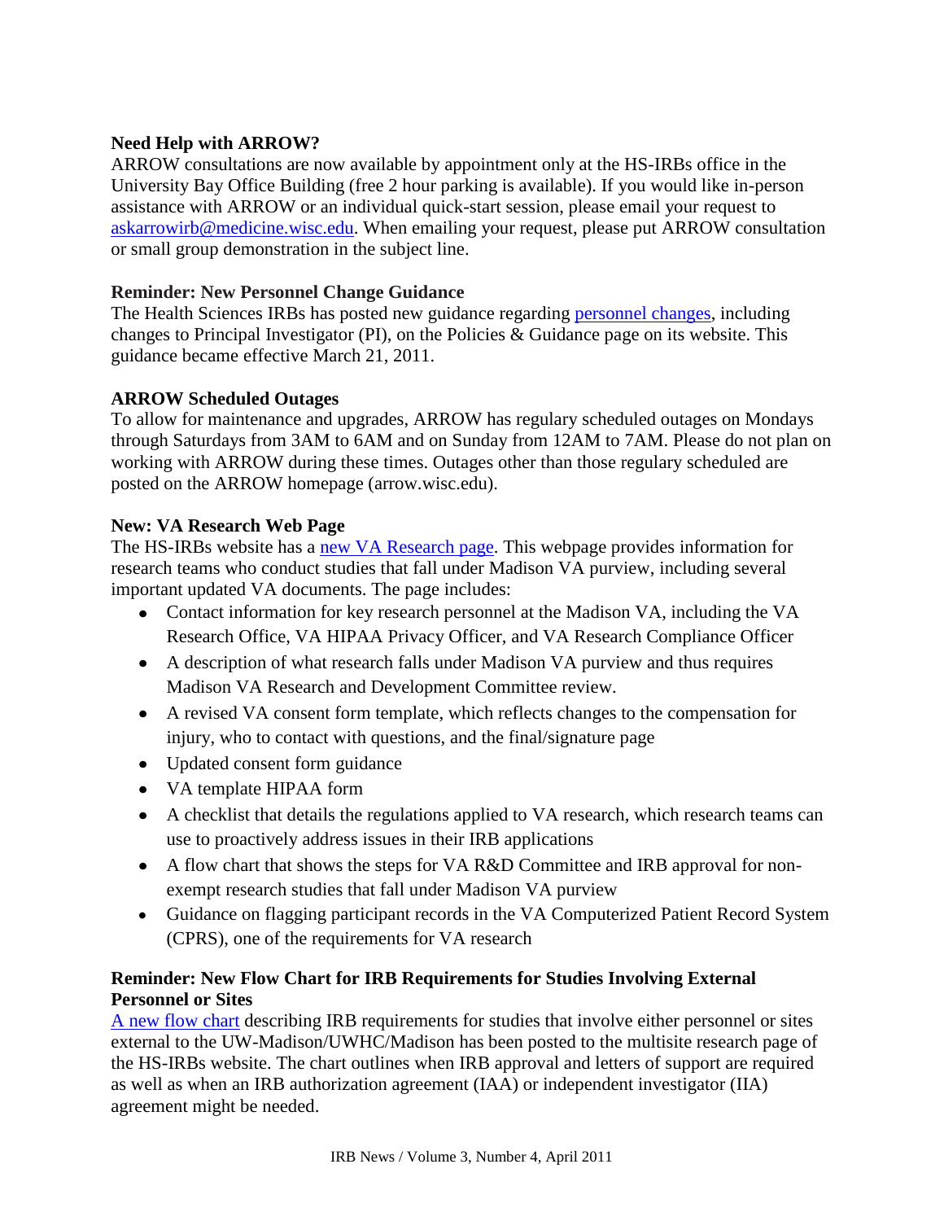**Need Help with ARROW?**

ARROW consultations are now available by appointment only at the HS-IRBs office in the University Bay Office Building (free 2 hour parking is available). If you would like in-person assistance with ARROW or an individual quick-start session, please email your request to askarrowirb@medicine.wisc.edu. When emailing your request, please put ARROW consultation or small group demonstration in the subject line.

**Reminder: New Personnel Change Guidance**

The Health Sciences IRBs has posted new guidance regarding personnel changes, including changes to Principal Investigator (PI), on the Policies & Guidance page on its website. This guidance became effective March 21, 2011.

**ARROW Scheduled Outages**

To allow for maintenance and upgrades, ARROW has regulary scheduled outages on Mondays through Saturdays from 3AM to 6AM and on Sunday from 12AM to 7AM. Please do not plan on working with ARROW during these times. Outages other than those regulary scheduled are posted on the ARROW homepage (arrow.wisc.edu).

**New: VA Research Web Page**

The HS-IRBs website has a new VA Research page. This webpage provides information for research teams who conduct studies that fall under Madison VA purview, including several important updated VA documents. The page includes:

- Contact information for key research personnel at the Madison VA, including the VA Research Office, VA HIPAA Privacy Officer, and VA Research Compliance Officer
- A description of what research falls under Madison VA purview and thus requires Madison VA Research and Development Committee review.
- A revised VA consent form template, which reflects changes to the compensation for injury, who to contact with questions, and the final/signature page
- Updated consent form guidance
- VA template HIPAA form
- A checklist that details the regulations applied to VA research, which research teams can use to proactively address issues in their IRB applications
- A flow chart that shows the steps for VA R&D Committee and IRB approval for non-exempt research studies that fall under Madison VA purview
- Guidance on flagging participant records in the VA Computerized Patient Record System (CPRS), one of the requirements for VA research

**Reminder: New Flow Chart for IRB Requirements for Studies Involving External Personnel or Sites**

A new flow chart describing IRB requirements for studies that involve either personnel or sites external to the UW-Madison/UWHC/Madison has been posted to the multisite research page of the HS-IRBs website. The chart outlines when IRB approval and letters of support are required as well as when an IRB authorization agreement (IAA) or independent investigator (IIA) agreement might be needed.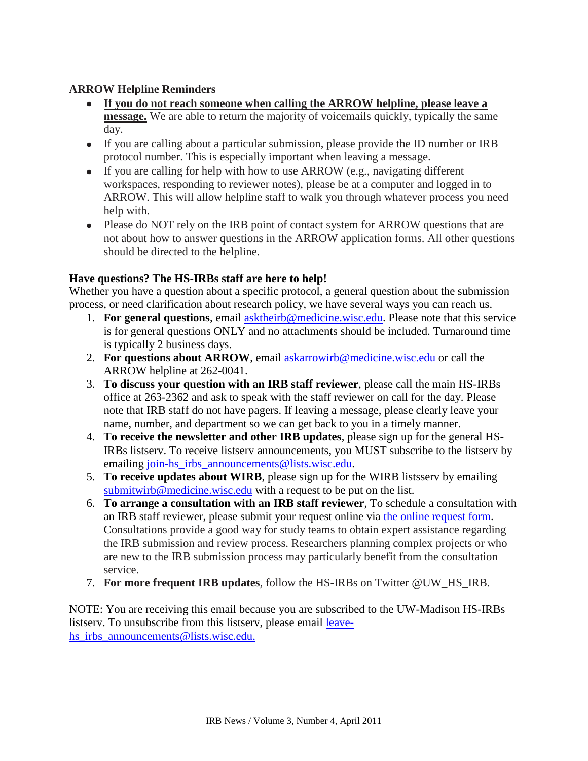**ARROW Helpline Reminders**

- **If you do not reach someone when calling the ARROW helpline, please leave a message.** We are able to return the majority of voicemails quickly, typically the same day.
- If you are calling about a particular submission, please provide the ID number or IRB protocol number. This is especially important when leaving a message.
- If you are calling for help with how to use ARROW (e.g., navigating different workspaces, responding to reviewer notes), please be at a computer and logged in to ARROW. This will allow helpline staff to walk you through whatever process you need help with.
- Please do NOT rely on the IRB point of contact system for ARROW questions that are not about how to answer questions in the ARROW application forms. All other questions should be directed to the helpline.

**Have questions? The HS-IRBs staff are here to help!**

Whether you have a question about a specific protocol, a general question about the submission process, or need clarification about research policy, we have several ways you can reach us.

1. **For general questions**, email asktheirb@medicine.wisc.edu. Please note that this service is for general questions ONLY and no attachments should be included. Turnaround time is typically 2 business days.
2. **For questions about ARROW**, email askarrowirb@medicine.wisc.edu or call the ARROW helpline at 262-0041.
3. **To discuss your question with an IRB staff reviewer**, please call the main HS-IRBs office at 263-2362 and ask to speak with the staff reviewer on call for the day. Please note that IRB staff do not have pagers. If leaving a message, please clearly leave your name, number, and department so we can get back to you in a timely manner.
4. **To receive the newsletter and other IRB updates**, please sign up for the general HS-IRBs listserv. To receive listserv announcements, you MUST subscribe to the listserv by emailing join-hs_irbs_announcements@lists.wisc.edu.
5. **To receive updates about WIRB**, please sign up for the WIRB listsserv by emailing submitwirb@medicine.wisc.edu with a request to be put on the list.
6. **To arrange a consultation with an IRB staff reviewer**, To schedule a consultation with an IRB staff reviewer, please submit your request online via the online request form. Consultations provide a good way for study teams to obtain expert assistance regarding the IRB submission and review process. Researchers planning complex projects or who are new to the IRB submission process may particularly benefit from the consultation service.
7. **For more frequent IRB updates**, follow the HS-IRBs on Twitter @UW_HS_IRB.

NOTE: You are receiving this email because you are subscribed to the UW-Madison HS-IRBs listserv. To unsubscribe from this listserv, please email leave-hs_irbs_announcements@lists.wisc.edu.